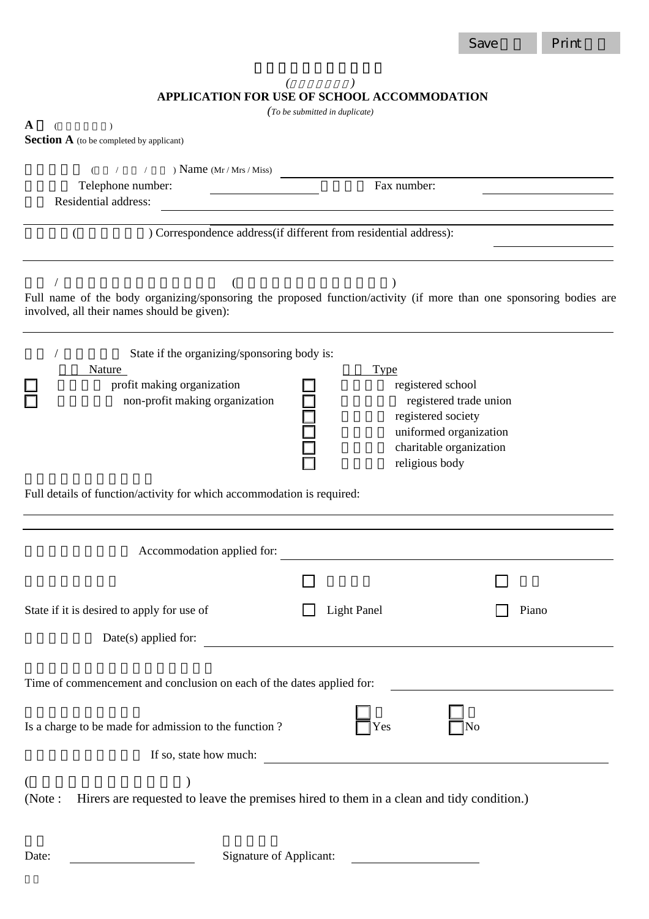# APPLICATION FOR USE OF SCHOOL ACCOMMODATION

*(To be submitted in duplicate)*

**Section A** (to be completed by applicant)

Name (Mr / Mrs / Miss) ____________________

Telephone number: ____________ Fax number: ____________

Residential address: ____________________

____________________

Correspondence address(if different from residential address): ____________________

____________________

Full name of the body organizing/sponsoring the proposed function/activity (if more than one sponsoring bodies are involved, all their names should be given):

____________________

State if the organizing/sponsoring body is:

| Nature | Type |
|---|---|
| ☐ profit making organization | ☐ registered school |
| ☐ non-profit making organization | ☐ registered trade union |
| | ☐ registered society |
| | ☐ uniformed organization |
| | ☐ charitable organization |
| | ☐ religious body |

Full details of function/activity for which accommodation is required:

____________________

____________________

Accommodation applied for: ____________________

State if it is desired to apply for use of ☐ Light Panel ☐ Piano

Date(s) applied for: ____________________

Time of commencement and conclusion on each of the dates applied for: ____________________

Is a charge to be made for admission to the function ? ☐ Yes ☐ No

If so, state how much: ____________________

(Note : Hirers are requested to leave the premises hired to them in a clean and tidy condition.)

Date: ____________ Signature of Applicant: ____________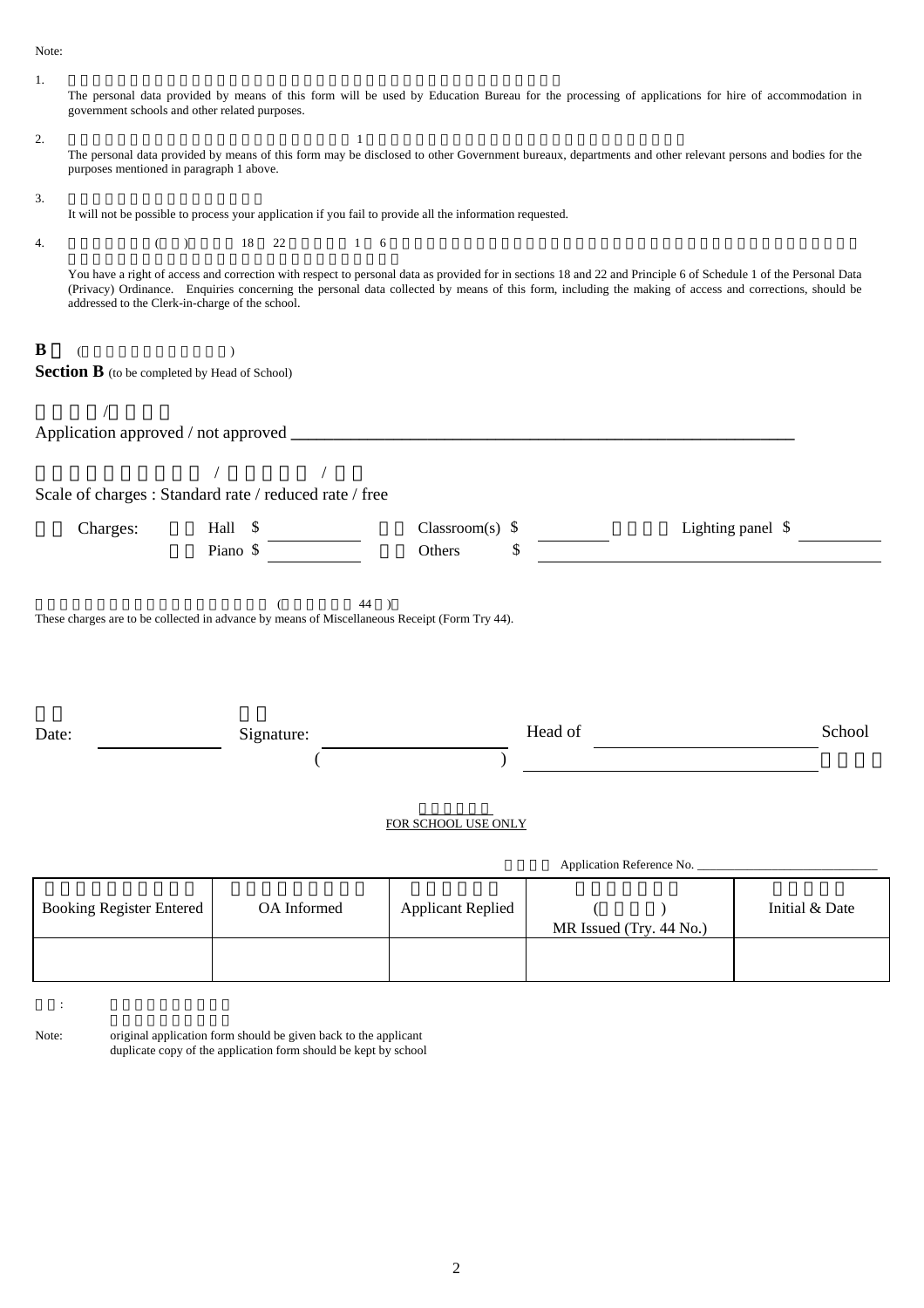Note:

1. The personal data provided by means of this form will be used by Education Bureau for the processing of applications for hire of accommodation in government schools and other related purposes.

2. 1
   The personal data provided by means of this form may be disclosed to other Government bureaux, departments and other relevant persons and bodies for the purposes mentioned in paragraph 1 above.

3. It will not be possible to process your application if you fail to provide all the information requested.

4. ( ) 18 22 1 6
   You have a right of access and correction with respect to personal data as provided for in sections 18 and 22 and Principle 6 of Schedule 1 of the Personal Data (Privacy) Ordinance. Enquiries concerning the personal data collected by means of this form, including the making of access and corrections, should be addressed to the Clerk-in-charge of the school.

**B** ( )

**Section B** (to be completed by Head of School)

/

Application approved / not approved ______________________________

/ /

Scale of charges : Standard rate / reduced rate / free

Charges: Hall $ ________ Classroom(s) $ ________ Lighting panel $ ________

Piano $ ________ Others $ ________

( 44 )

These charges are to be collected in advance by means of Miscellaneous Receipt (Form Try 44).

Date: ____________ Signature: ____________________ Head of ____________________ School

( )

FOR SCHOOL USE ONLY

Application Reference No. ____________________

| Booking Register Entered | OA Informed | Applicant Replied | ( )<br>MR Issued (Try. 44 No.) | Initial & Date |
|---|---|---|---|---|
| | | | | |

:

Note: original application form should be given back to the applicant
duplicate copy of the application form should be kept by school